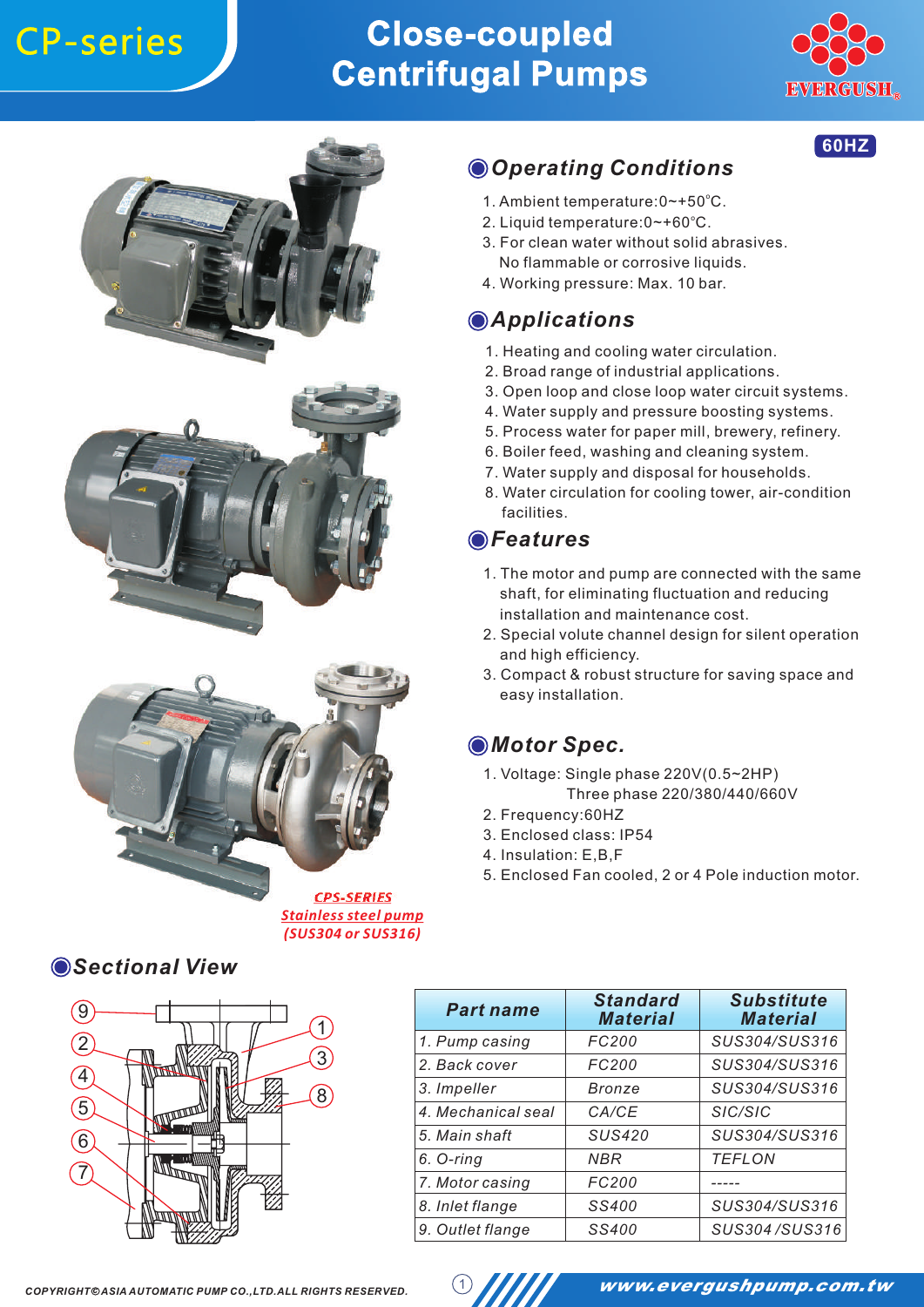# CP-series

# Close-coupled Centrifugal Pumps

EVERGUSH

60HZ

## Operating Conditions

1. Ambient temperature:0~+50°C.
2. Liquid temperature:0~+60°C.
3. For clean water without solid abrasives. No flammable or corrosive liquids.
4. Working pressure: Max. 10 bar.

## Applications

1. Heating and cooling water circulation.
2. Broad range of industrial applications.
3. Open loop and close loop water circuit systems.
4. Water supply and pressure boosting systems.
5. Process water for paper mill, brewery, refinery.
6. Boiler feed, washing and cleaning system.
7. Water supply and disposal for households.
8. Water circulation for cooling tower, air-condition facilities.

## Features

1. The motor and pump are connected with the same shaft, for eliminating fluctuation and reducing installation and maintenance cost.
2. Special volute channel design for silent operation and high efficiency.
3. Compact & robust structure for saving space and easy installation.

## Motor Spec.

1. Voltage: Single phase 220V(0.5~2HP)
   Three phase 220/380/440/660V
2. Frequency:60HZ
3. Enclosed class: IP54
4. Insulation: E,B,F
5. Enclosed Fan cooled, 2 or 4 Pole induction motor.

*CPS-SERIES*
*Stainless steel pump*
*(SUS304 or SUS316)*

## Sectional View

| Part name | Standard Material | Substitute Material |
| --- | --- | --- |
| 1. Pump casing | FC200 | SUS304/SUS316 |
| 2. Back cover | FC200 | SUS304/SUS316 |
| 3. Impeller | Bronze | SUS304/SUS316 |
| 4. Mechanical seal | CA/CE | SIC/SIC |
| 5. Main shaft | SUS420 | SUS304/SUS316 |
| 6. O-ring | NBR | TEFLON |
| 7. Motor casing | FC200 | ----- |
| 8. Inlet flange | SS400 | SUS304/SUS316 |
| 9. Outlet flange | SS400 | SUS304 /SUS316 |

COPYRIGHT©ASIA AUTOMATIC PUMP CO.,LTD.ALL RIGHTS RESERVED.

www.evergushpump.com.tw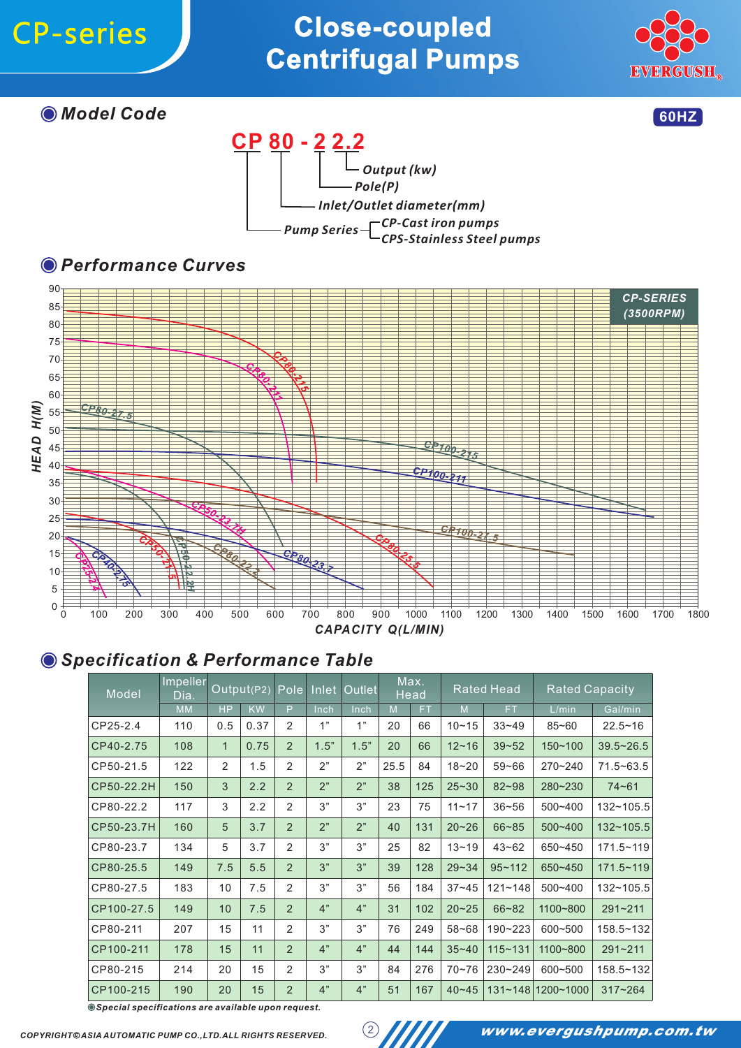# CP-series

# Close-coupled Centrifugal Pumps

EVERGUSH

60HZ

## Model Code

**CP 80 - 2 2.2**

- Output (kw)
- Pole(P)
- Inlet/Outlet diameter(mm)
- Pump Series
  - CP-Cast iron pumps
  - CPS-Stainless Steel pumps

## Performance Curves

CP-SERIES (3500RPM)

HEAD H(M) / CAPACITY Q(L/MIN)

## Specification & Performance Table

| Model | Impeller Dia. | Output(P2) | | Pole | Inlet | Outlet | Max. Head | | Rated Head | | Rated Capacity | |
|---|---|---|---|---|---|---|---|---|---|---|---|---|
| | MM | HP | KW | P | Inch | Inch | M | FT | M | FT | L/min | Gal/min |
| CP25-2.4 | 110 | 0.5 | 0.37 | 2 | 1” | 1” | 20 | 66 | 10~15 | 33~49 | 85~60 | 22.5~16 |
| CP40-2.75 | 108 | 1 | 0.75 | 2 | 1.5” | 1.5” | 20 | 66 | 12~16 | 39~52 | 150~100 | 39.5~26.5 |
| CP50-21.5 | 122 | 2 | 1.5 | 2 | 2” | 2” | 25.5 | 84 | 18~20 | 59~66 | 270~240 | 71.5~63.5 |
| CP50-22.2H | 150 | 3 | 2.2 | 2 | 2” | 2” | 38 | 125 | 25~30 | 82~98 | 280~230 | 74~61 |
| CP80-22.2 | 117 | 3 | 2.2 | 2 | 3” | 3” | 23 | 75 | 11~17 | 36~56 | 500~400 | 132~105.5 |
| CP50-23.7H | 160 | 5 | 3.7 | 2 | 2” | 2” | 40 | 131 | 20~26 | 66~85 | 500~400 | 132~105.5 |
| CP80-23.7 | 134 | 5 | 3.7 | 2 | 3” | 3” | 25 | 82 | 13~19 | 43~62 | 650~450 | 171.5~119 |
| CP80-25.5 | 149 | 7.5 | 5.5 | 2 | 3” | 3” | 39 | 128 | 29~34 | 95~112 | 650~450 | 171.5~119 |
| CP80-27.5 | 183 | 10 | 7.5 | 2 | 3” | 3” | 56 | 184 | 37~45 | 121~148 | 500~400 | 132~105.5 |
| CP100-27.5 | 149 | 10 | 7.5 | 2 | 4” | 4” | 31 | 102 | 20~25 | 66~82 | 1100~800 | 291~211 |
| CP80-211 | 207 | 15 | 11 | 2 | 3” | 3” | 76 | 249 | 58~68 | 190~223 | 600~500 | 158.5~132 |
| CP100-211 | 178 | 15 | 11 | 2 | 4” | 4” | 44 | 144 | 35~40 | 115~131 | 1100~800 | 291~211 |
| CP80-215 | 214 | 20 | 15 | 2 | 3” | 3” | 84 | 276 | 70~76 | 230~249 | 600~500 | 158.5~132 |
| CP100-215 | 190 | 20 | 15 | 2 | 4” | 4” | 51 | 167 | 40~45 | 131~148 | 1200~1000 | 317~264 |

◉ *Special specifications are available upon request.*

COPYRIGHT©ASIA AUTOMATIC PUMP CO.,LTD.ALL RIGHTS RESERVED.

www.evergushpump.com.tw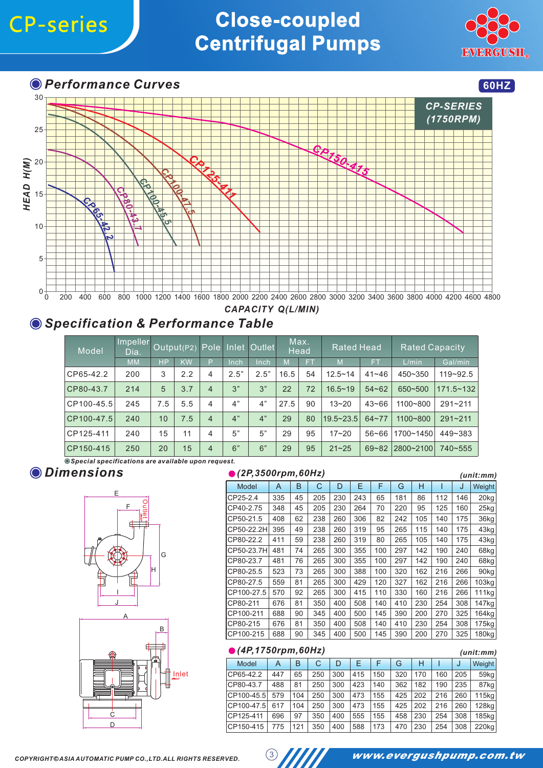# CP-series Close-coupled Centrifugal Pumps

EVERGUSH

## Performance Curves

60HZ

CP-SERIES (1750RPM)

HEAD H(M) — CAPACITY Q(L/MIN)

CP65-42.2, CP80-43.7, CP100-45.5, CP100-47.5, CP125-411, CP150-415

## Specification & Performance Table

| Model | Impeller Dia. | Output(P2) | | Pole | Inlet | Outlet | Max. Head | | Rated Head | | Rated Capacity | |
|---|---|---|---|---|---|---|---|---|---|---|---|---|
| | MM | HP | KW | P | Inch | Inch | M | FT | M | FT | L/min | Gal/min |
| CP65-42.2 | 200 | 3 | 2.2 | 4 | 2.5" | 2.5" | 16.5 | 54 | 12.5~14 | 41~46 | 450~350 | 119~92.5 |
| CP80-43.7 | 214 | 5 | 3.7 | 4 | 3" | 3" | 22 | 72 | 16.5~19 | 54~62 | 650~500 | 171.5~132 |
| CP100-45.5 | 245 | 7.5 | 5.5 | 4 | 4" | 4" | 27.5 | 90 | 13~20 | 43~66 | 1100~800 | 291~211 |
| CP100-47.5 | 240 | 10 | 7.5 | 4 | 4" | 4" | 29 | 80 | 19.5~23.5 | 64~77 | 1100~800 | 291~211 |
| CP125-411 | 240 | 15 | 11 | 4 | 5" | 5" | 29 | 95 | 17~20 | 56~66 | 1700~1450 | 449~383 |
| CP150-415 | 250 | 20 | 15 | 4 | 6" | 6" | 29 | 95 | 21~25 | 69~82 | 2800~2100 | 740~555 |

◉Special specifications are available upon request.

## Dimensions

### (2P,3500rpm,60Hz)

(unit:mm)

| Model | A | B | C | D | E | F | G | H | I | J | Weight |
|---|---|---|---|---|---|---|---|---|---|---|---|
| CP25-2.4 | 335 | 45 | 205 | 230 | 243 | 65 | 181 | 86 | 112 | 146 | 20kg |
| CP40-2.75 | 348 | 45 | 205 | 230 | 264 | 70 | 220 | 95 | 125 | 160 | 25kg |
| CP50-21.5 | 408 | 62 | 238 | 260 | 306 | 82 | 242 | 105 | 140 | 175 | 36kg |
| CP50-22.2H | 395 | 49 | 238 | 260 | 319 | 95 | 265 | 115 | 140 | 175 | 43kg |
| CP80-22.2 | 411 | 59 | 238 | 260 | 319 | 80 | 265 | 105 | 140 | 175 | 43kg |
| CP50-23.7H | 481 | 74 | 265 | 300 | 355 | 100 | 297 | 142 | 190 | 240 | 68kg |
| CP80-23.7 | 481 | 76 | 265 | 300 | 355 | 100 | 297 | 142 | 190 | 240 | 68kg |
| CP80-25.5 | 523 | 73 | 265 | 300 | 388 | 100 | 320 | 162 | 216 | 266 | 90kg |
| CP80-27.5 | 559 | 81 | 265 | 300 | 429 | 120 | 327 | 162 | 216 | 266 | 103kg |
| CP100-27.5 | 570 | 92 | 265 | 300 | 415 | 110 | 330 | 160 | 216 | 266 | 111kg |
| CP80-211 | 676 | 81 | 350 | 400 | 508 | 140 | 410 | 230 | 254 | 308 | 147kg |
| CP100-211 | 688 | 90 | 345 | 400 | 500 | 145 | 390 | 200 | 270 | 325 | 164kg |
| CP80-215 | 676 | 81 | 350 | 400 | 508 | 140 | 410 | 230 | 254 | 308 | 175kg |
| CP100-215 | 688 | 90 | 345 | 400 | 500 | 145 | 390 | 200 | 270 | 325 | 180kg |

### (4P,1750rpm,60Hz)

(unit:mm)

| Model | A | B | C | D | E | F | G | H | I | J | Weight |
|---|---|---|---|---|---|---|---|---|---|---|---|
| CP65-42.2 | 447 | 65 | 250 | 300 | 415 | 150 | 320 | 170 | 160 | 205 | 59kg |
| CP80-43.7 | 488 | 81 | 250 | 300 | 423 | 140 | 362 | 182 | 190 | 235 | 87kg |
| CP100-45.5 | 579 | 104 | 250 | 300 | 473 | 155 | 425 | 202 | 216 | 260 | 115kg |
| CP100-47.5 | 617 | 104 | 250 | 300 | 473 | 155 | 425 | 202 | 216 | 260 | 128kg |
| CP125-411 | 696 | 97 | 350 | 400 | 555 | 155 | 458 | 230 | 254 | 308 | 185kg |
| CP150-415 | 775 | 121 | 350 | 400 | 588 | 173 | 470 | 230 | 254 | 308 | 220kg |

COPYRIGHT©ASIA AUTOMATIC PUMP CO.,LTD.ALL RIGHTS RESERVED.

www.evergushpump.com.tw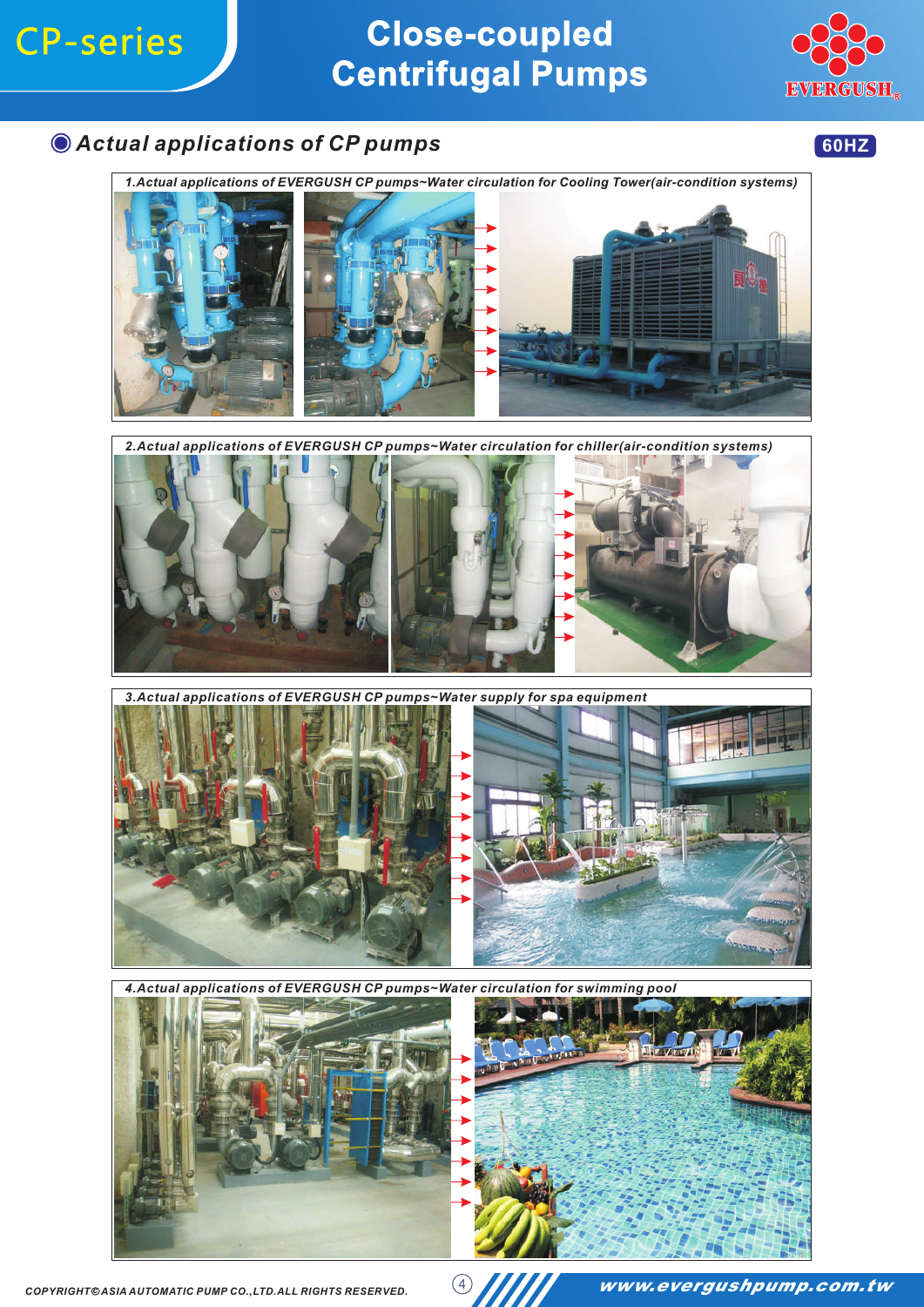# Close-coupled Centrifugal Pumps

CP-series

## Actual applications of CP pumps

60HZ

1.Actual applications of EVERGUSH CP pumps~Water circulation for Cooling Tower(air-condition systems)

2.Actual applications of EVERGUSH CP pumps~Water circulation for chiller(air-condition systems)

3.Actual applications of EVERGUSH CP pumps~Water supply for spa equipment

4.Actual applications of EVERGUSH CP pumps~Water circulation for swimming pool

COPYRIGHT©ASIA AUTOMATIC PUMP CO.,LTD.ALL RIGHTS RESERVED.

www.evergushpump.com.tw